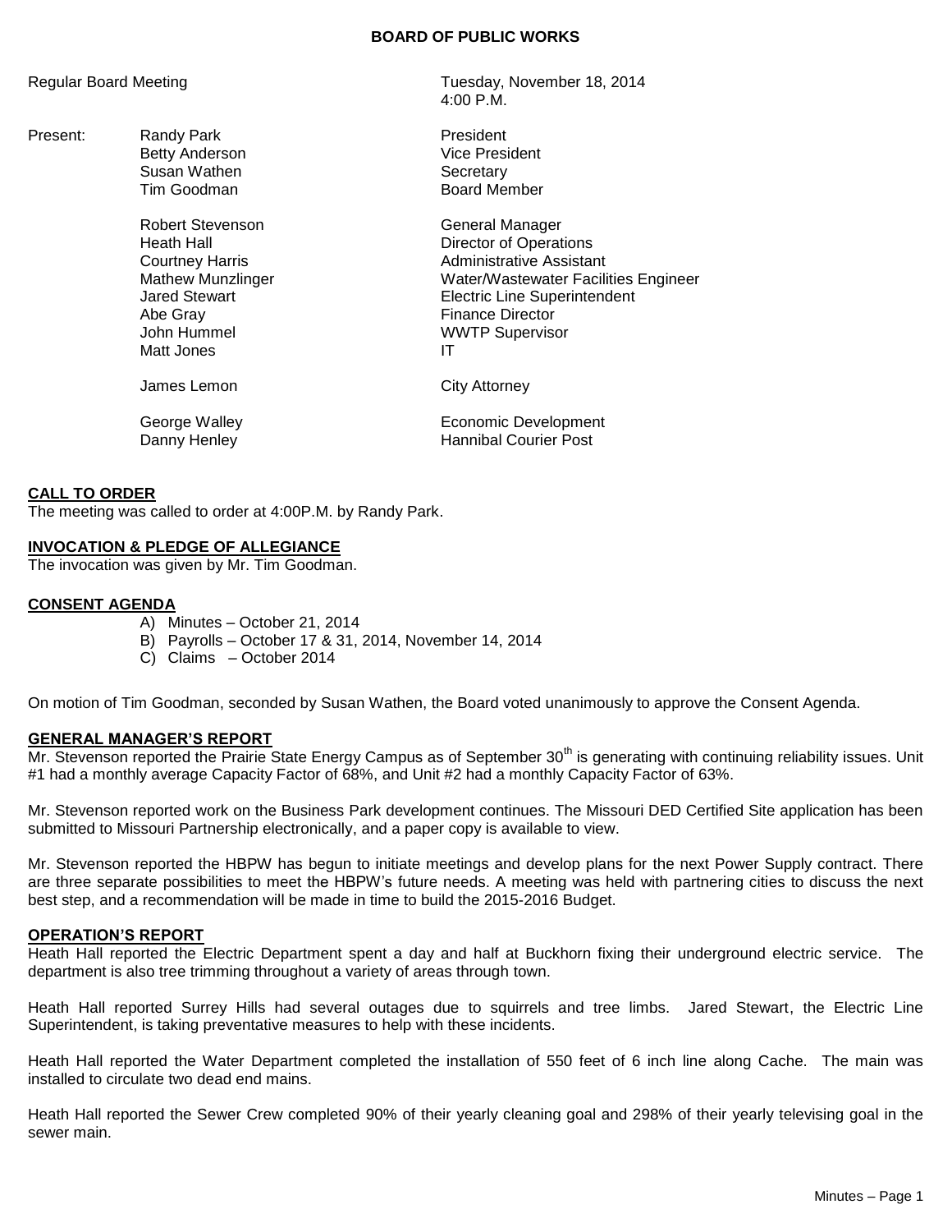# BOARD OF PUBLIC WORKS

Regular Board Meeting — Tuesday, November 18, 2014, 4:00 P.M.

| Present: | | |
|---|---|---|
| | Randy Park | President |
| | Betty Anderson | Vice President |
| | Susan Wathen | Secretary |
| | Tim Goodman | Board Member |
| | | |
| | Robert Stevenson | General Manager |
| | Heath Hall | Director of Operations |
| | Courtney Harris | Administrative Assistant |
| | Mathew Munzlinger | Water/Wastewater Facilities Engineer |
| | Jared Stewart | Electric Line Superintendent |
| | Abe Gray | Finance Director |
| | John Hummel | WWTP Supervisor |
| | Matt Jones | IT |
| | | |
| | James Lemon | City Attorney |
| | | |
| | George Walley | Economic Development |
| | Danny Henley | Hannibal Courier Post |

## CALL TO ORDER

The meeting was called to order at 4:00P.M. by Randy Park.

## INVOCATION & PLEDGE OF ALLEGIANCE

The invocation was given by Mr. Tim Goodman.

## CONSENT AGENDA

A) Minutes – October 21, 2014
B) Payrolls – October 17 & 31, 2014, November 14, 2014
C) Claims – October 2014

On motion of Tim Goodman, seconded by Susan Wathen, the Board voted unanimously to approve the Consent Agenda.

## GENERAL MANAGER'S REPORT

Mr. Stevenson reported the Prairie State Energy Campus as of September 30th is generating with continuing reliability issues. Unit #1 had a monthly average Capacity Factor of 68%, and Unit #2 had a monthly Capacity Factor of 63%.

Mr. Stevenson reported work on the Business Park development continues. The Missouri DED Certified Site application has been submitted to Missouri Partnership electronically, and a paper copy is available to view.

Mr. Stevenson reported the HBPW has begun to initiate meetings and develop plans for the next Power Supply contract. There are three separate possibilities to meet the HBPW's future needs. A meeting was held with partnering cities to discuss the next best step, and a recommendation will be made in time to build the 2015-2016 Budget.

## OPERATION'S REPORT

Heath Hall reported the Electric Department spent a day and half at Buckhorn fixing their underground electric service. The department is also tree trimming throughout a variety of areas through town.

Heath Hall reported Surrey Hills had several outages due to squirrels and tree limbs. Jared Stewart, the Electric Line Superintendent, is taking preventative measures to help with these incidents.

Heath Hall reported the Water Department completed the installation of 550 feet of 6 inch line along Cache. The main was installed to circulate two dead end mains.

Heath Hall reported the Sewer Crew completed 90% of their yearly cleaning goal and 298% of their yearly televising goal in the sewer main.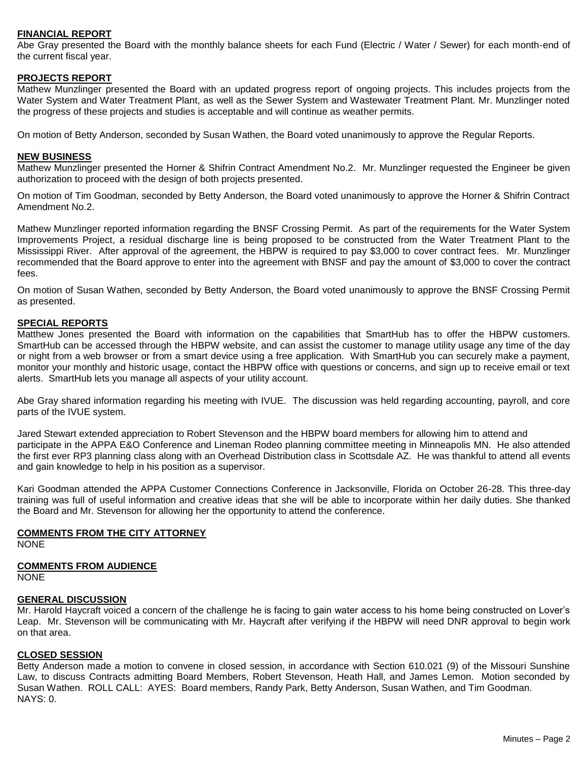## FINANCIAL REPORT

Abe Gray presented the Board with the monthly balance sheets for each Fund (Electric / Water / Sewer) for each month-end of the current fiscal year.

## PROJECTS REPORT

Mathew Munzlinger presented the Board with an updated progress report of ongoing projects. This includes projects from the Water System and Water Treatment Plant, as well as the Sewer System and Wastewater Treatment Plant. Mr. Munzlinger noted the progress of these projects and studies is acceptable and will continue as weather permits.

On motion of Betty Anderson, seconded by Susan Wathen, the Board voted unanimously to approve the Regular Reports.

## NEW BUSINESS

Mathew Munzlinger presented the Horner & Shifrin Contract Amendment No.2. Mr. Munzlinger requested the Engineer be given authorization to proceed with the design of both projects presented.

On motion of Tim Goodman, seconded by Betty Anderson, the Board voted unanimously to approve the Horner & Shifrin Contract Amendment No.2.

Mathew Munzlinger reported information regarding the BNSF Crossing Permit. As part of the requirements for the Water System Improvements Project, a residual discharge line is being proposed to be constructed from the Water Treatment Plant to the Mississippi River. After approval of the agreement, the HBPW is required to pay $3,000 to cover contract fees. Mr. Munzlinger recommended that the Board approve to enter into the agreement with BNSF and pay the amount of $3,000 to cover the contract fees.

On motion of Susan Wathen, seconded by Betty Anderson, the Board voted unanimously to approve the BNSF Crossing Permit as presented.

## SPECIAL REPORTS

Matthew Jones presented the Board with information on the capabilities that SmartHub has to offer the HBPW customers. SmartHub can be accessed through the HBPW website, and can assist the customer to manage utility usage any time of the day or night from a web browser or from a smart device using a free application. With SmartHub you can securely make a payment, monitor your monthly and historic usage, contact the HBPW office with questions or concerns, and sign up to receive email or text alerts. SmartHub lets you manage all aspects of your utility account.

Abe Gray shared information regarding his meeting with IVUE. The discussion was held regarding accounting, payroll, and core parts of the IVUE system.

Jared Stewart extended appreciation to Robert Stevenson and the HBPW board members for allowing him to attend and participate in the APPA E&O Conference and Lineman Rodeo planning committee meeting in Minneapolis MN. He also attended the first ever RP3 planning class along with an Overhead Distribution class in Scottsdale AZ. He was thankful to attend all events and gain knowledge to help in his position as a supervisor.

Kari Goodman attended the APPA Customer Connections Conference in Jacksonville, Florida on October 26-28. This three-day training was full of useful information and creative ideas that she will be able to incorporate within her daily duties. She thanked the Board and Mr. Stevenson for allowing her the opportunity to attend the conference.

## COMMENTS FROM THE CITY ATTORNEY

NONE

## COMMENTS FROM AUDIENCE

NONE

## GENERAL DISCUSSION

Mr. Harold Haycraft voiced a concern of the challenge he is facing to gain water access to his home being constructed on Lover's Leap. Mr. Stevenson will be communicating with Mr. Haycraft after verifying if the HBPW will need DNR approval to begin work on that area.

## CLOSED SESSION

Betty Anderson made a motion to convene in closed session, in accordance with Section 610.021 (9) of the Missouri Sunshine Law, to discuss Contracts admitting Board Members, Robert Stevenson, Heath Hall, and James Lemon. Motion seconded by Susan Wathen. ROLL CALL: AYES: Board members, Randy Park, Betty Anderson, Susan Wathen, and Tim Goodman. NAYS: 0.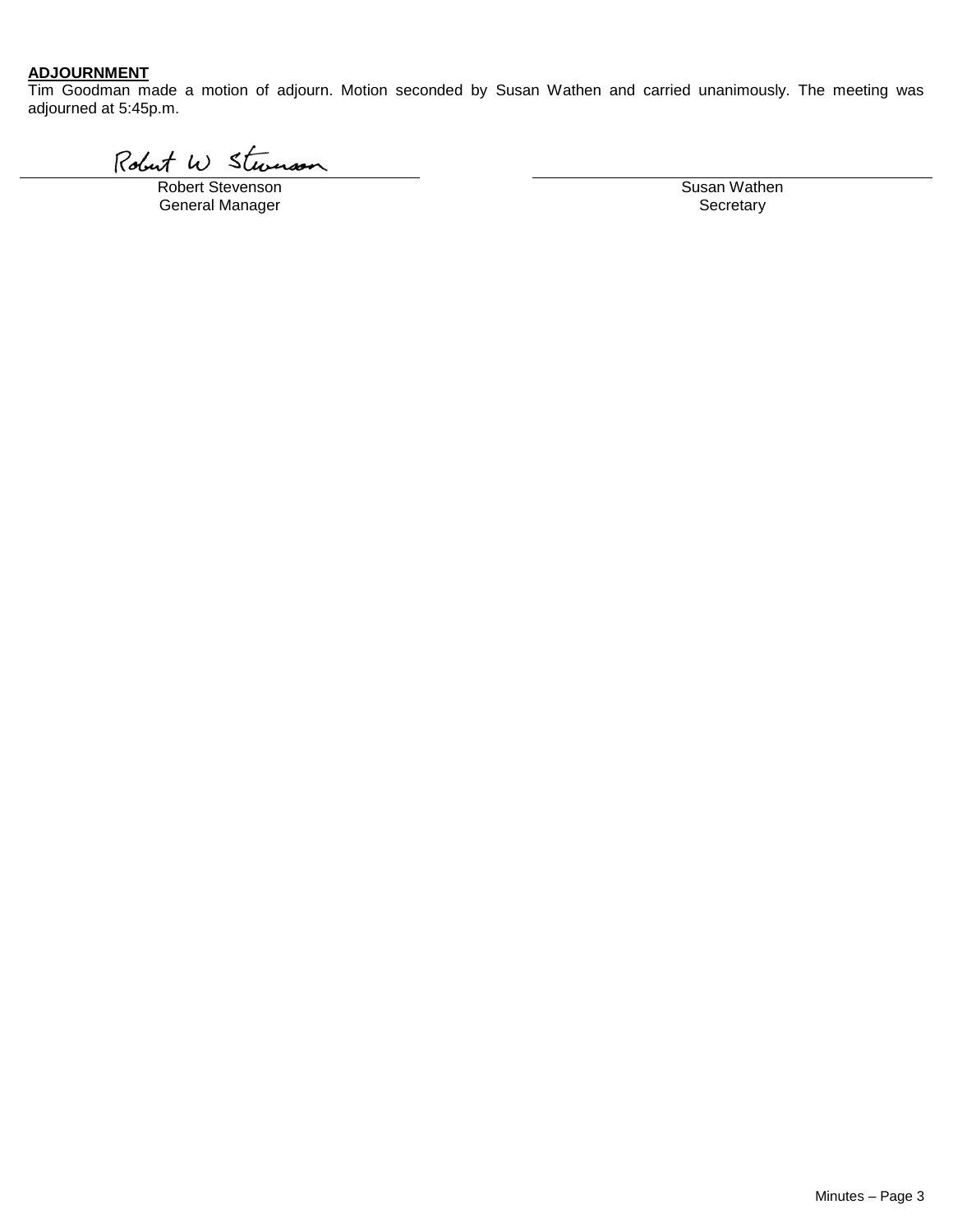**ADJOURNMENT**

Tim Goodman made a motion of adjourn. Motion seconded by Susan Wathen and carried unanimously. The meeting was adjourned at 5:45p.m.

Robert W Stevenson

Robert Stevenson
General Manager

Susan Wathen
Secretary